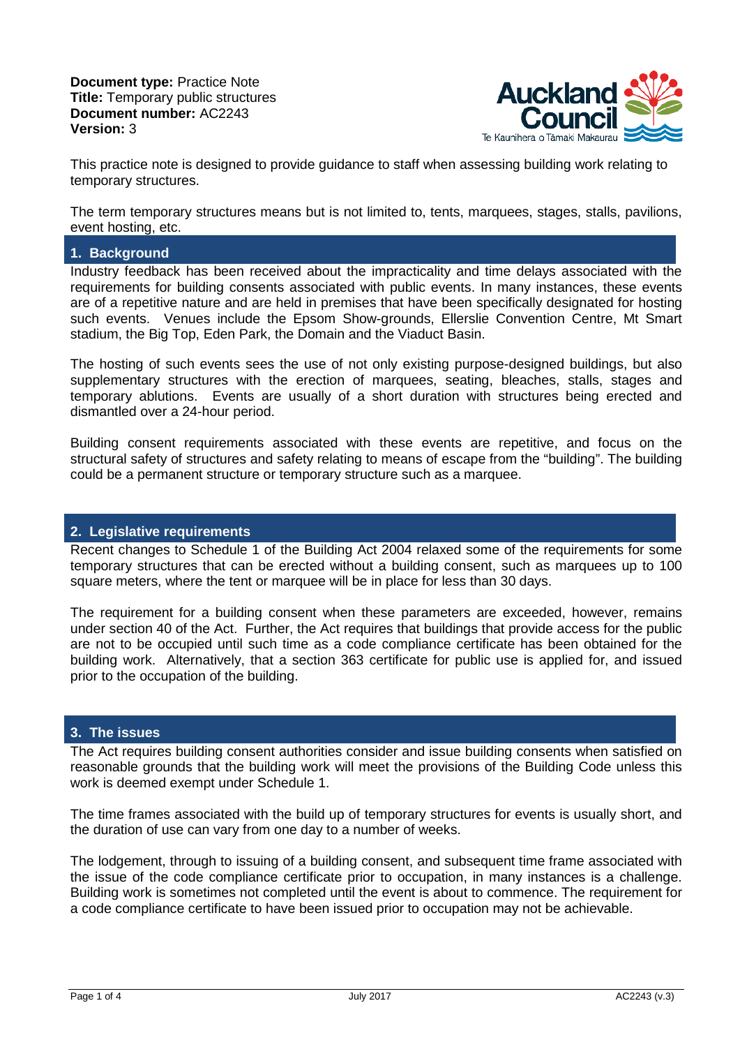**Document type:** Practice Note
**Title:** Temporary public structures
**Document number:** AC2243
**Version:** 3

This practice note is designed to provide guidance to staff when assessing building work relating to temporary structures.

The term temporary structures means but is not limited to, tents, marquees, stages, stalls, pavilions, event hosting, etc.

## 1. Background

Industry feedback has been received about the impracticality and time delays associated with the requirements for building consents associated with public events. In many instances, these events are of a repetitive nature and are held in premises that have been specifically designated for hosting such events. Venues include the Epsom Show-grounds, Ellerslie Convention Centre, Mt Smart stadium, the Big Top, Eden Park, the Domain and the Viaduct Basin.

The hosting of such events sees the use of not only existing purpose-designed buildings, but also supplementary structures with the erection of marquees, seating, bleaches, stalls, stages and temporary ablutions. Events are usually of a short duration with structures being erected and dismantled over a 24-hour period.

Building consent requirements associated with these events are repetitive, and focus on the structural safety of structures and safety relating to means of escape from the "building". The building could be a permanent structure or temporary structure such as a marquee.

## 2. Legislative requirements

Recent changes to Schedule 1 of the Building Act 2004 relaxed some of the requirements for some temporary structures that can be erected without a building consent, such as marquees up to 100 square meters, where the tent or marquee will be in place for less than 30 days.

The requirement for a building consent when these parameters are exceeded, however, remains under section 40 of the Act. Further, the Act requires that buildings that provide access for the public are not to be occupied until such time as a code compliance certificate has been obtained for the building work. Alternatively, that a section 363 certificate for public use is applied for, and issued prior to the occupation of the building.

## 3. The issues

The Act requires building consent authorities consider and issue building consents when satisfied on reasonable grounds that the building work will meet the provisions of the Building Code unless this work is deemed exempt under Schedule 1.

The time frames associated with the build up of temporary structures for events is usually short, and the duration of use can vary from one day to a number of weeks.

The lodgement, through to issuing of a building consent, and subsequent time frame associated with the issue of the code compliance certificate prior to occupation, in many instances is a challenge. Building work is sometimes not completed until the event is about to commence. The requirement for a code compliance certificate to have been issued prior to occupation may not be achievable.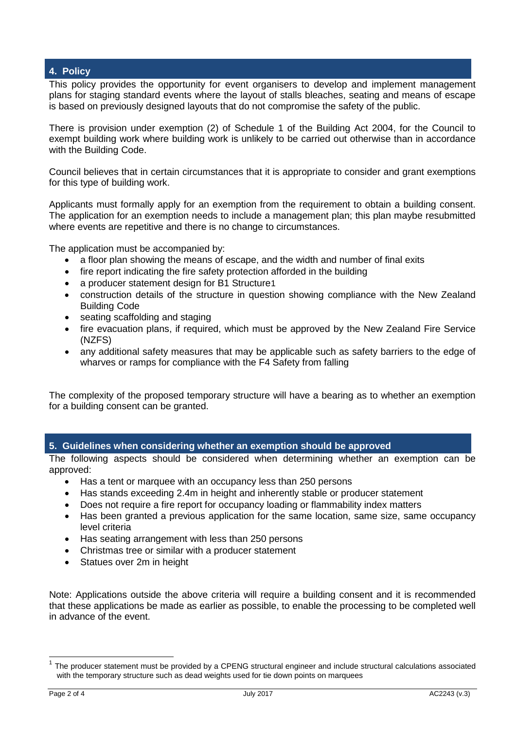## 4. Policy

This policy provides the opportunity for event organisers to develop and implement management plans for staging standard events where the layout of stalls bleaches, seating and means of escape is based on previously designed layouts that do not compromise the safety of the public.

There is provision under exemption (2) of Schedule 1 of the Building Act 2004, for the Council to exempt building work where building work is unlikely to be carried out otherwise than in accordance with the Building Code.

Council believes that in certain circumstances that it is appropriate to consider and grant exemptions for this type of building work.

Applicants must formally apply for an exemption from the requirement to obtain a building consent. The application for an exemption needs to include a management plan; this plan maybe resubmitted where events are repetitive and there is no change to circumstances.

The application must be accompanied by:

- a floor plan showing the means of escape, and the width and number of final exits
- fire report indicating the fire safety protection afforded in the building
- a producer statement design for B1 Structure[1]
- construction details of the structure in question showing compliance with the New Zealand Building Code
- seating scaffolding and staging
- fire evacuation plans, if required, which must be approved by the New Zealand Fire Service (NZFS)
- any additional safety measures that may be applicable such as safety barriers to the edge of wharves or ramps for compliance with the F4 Safety from falling

The complexity of the proposed temporary structure will have a bearing as to whether an exemption for a building consent can be granted.

## 5. Guidelines when considering whether an exemption should be approved

The following aspects should be considered when determining whether an exemption can be approved:

- Has a tent or marquee with an occupancy less than 250 persons
- Has stands exceeding 2.4m in height and inherently stable or producer statement
- Does not require a fire report for occupancy loading or flammability index matters
- Has been granted a previous application for the same location, same size, same occupancy level criteria
- Has seating arrangement with less than 250 persons
- Christmas tree or similar with a producer statement
- Statues over 2m in height

Note: Applications outside the above criteria will require a building consent and it is recommended that these applications be made as earlier as possible, to enable the processing to be completed well in advance of the event.

---

[1] The producer statement must be provided by a CPENG structural engineer and include structural calculations associated with the temporary structure such as dead weights used for tie down points on marquees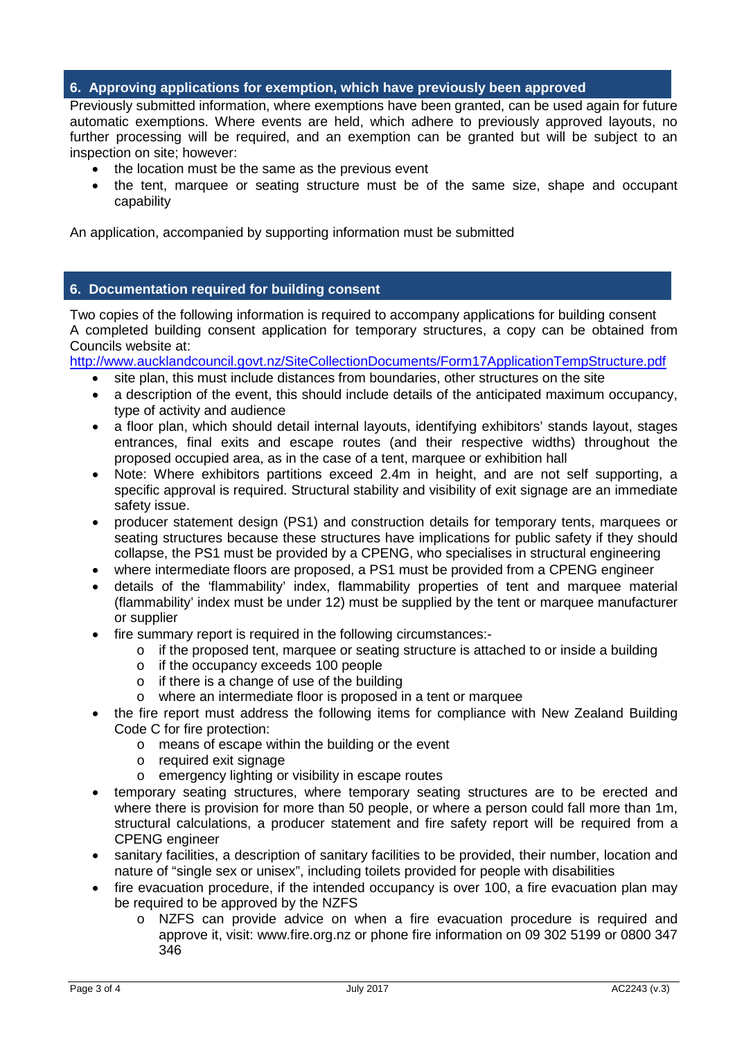## 6. Approving applications for exemption, which have previously been approved

Previously submitted information, where exemptions have been granted, can be used again for future automatic exemptions. Where events are held, which adhere to previously approved layouts, no further processing will be required, and an exemption can be granted but will be subject to an inspection on site; however:

- the location must be the same as the previous event
- the tent, marquee or seating structure must be of the same size, shape and occupant capability

An application, accompanied by supporting information must be submitted

## 6. Documentation required for building consent

Two copies of the following information is required to accompany applications for building consent
A completed building consent application for temporary structures, a copy can be obtained from Councils website at:
http://www.aucklandcouncil.govt.nz/SiteCollectionDocuments/Form17ApplicationTempStructure.pdf

- site plan, this must include distances from boundaries, other structures on the site
- a description of the event, this should include details of the anticipated maximum occupancy, type of activity and audience
- a floor plan, which should detail internal layouts, identifying exhibitors' stands layout, stages entrances, final exits and escape routes (and their respective widths) throughout the proposed occupied area, as in the case of a tent, marquee or exhibition hall
- Note: Where exhibitors partitions exceed 2.4m in height, and are not self supporting, a specific approval is required. Structural stability and visibility of exit signage are an immediate safety issue.
- producer statement design (PS1) and construction details for temporary tents, marquees or seating structures because these structures have implications for public safety if they should collapse, the PS1 must be provided by a CPENG, who specialises in structural engineering
- where intermediate floors are proposed, a PS1 must be provided from a CPENG engineer
- details of the 'flammability' index, flammability properties of tent and marquee material (flammability' index must be under 12) must be supplied by the tent or marquee manufacturer or supplier
- fire summary report is required in the following circumstances:-
  - if the proposed tent, marquee or seating structure is attached to or inside a building
  - if the occupancy exceeds 100 people
  - if there is a change of use of the building
  - where an intermediate floor is proposed in a tent or marquee
- the fire report must address the following items for compliance with New Zealand Building Code C for fire protection:
  - means of escape within the building or the event
  - required exit signage
  - emergency lighting or visibility in escape routes
- temporary seating structures, where temporary seating structures are to be erected and where there is provision for more than 50 people, or where a person could fall more than 1m, structural calculations, a producer statement and fire safety report will be required from a CPENG engineer
- sanitary facilities, a description of sanitary facilities to be provided, their number, location and nature of "single sex or unisex", including toilets provided for people with disabilities
- fire evacuation procedure, if the intended occupancy is over 100, a fire evacuation plan may be required to be approved by the NZFS
  - NZFS can provide advice on when a fire evacuation procedure is required and approve it, visit: www.fire.org.nz or phone fire information on 09 302 5199 or 0800 347 346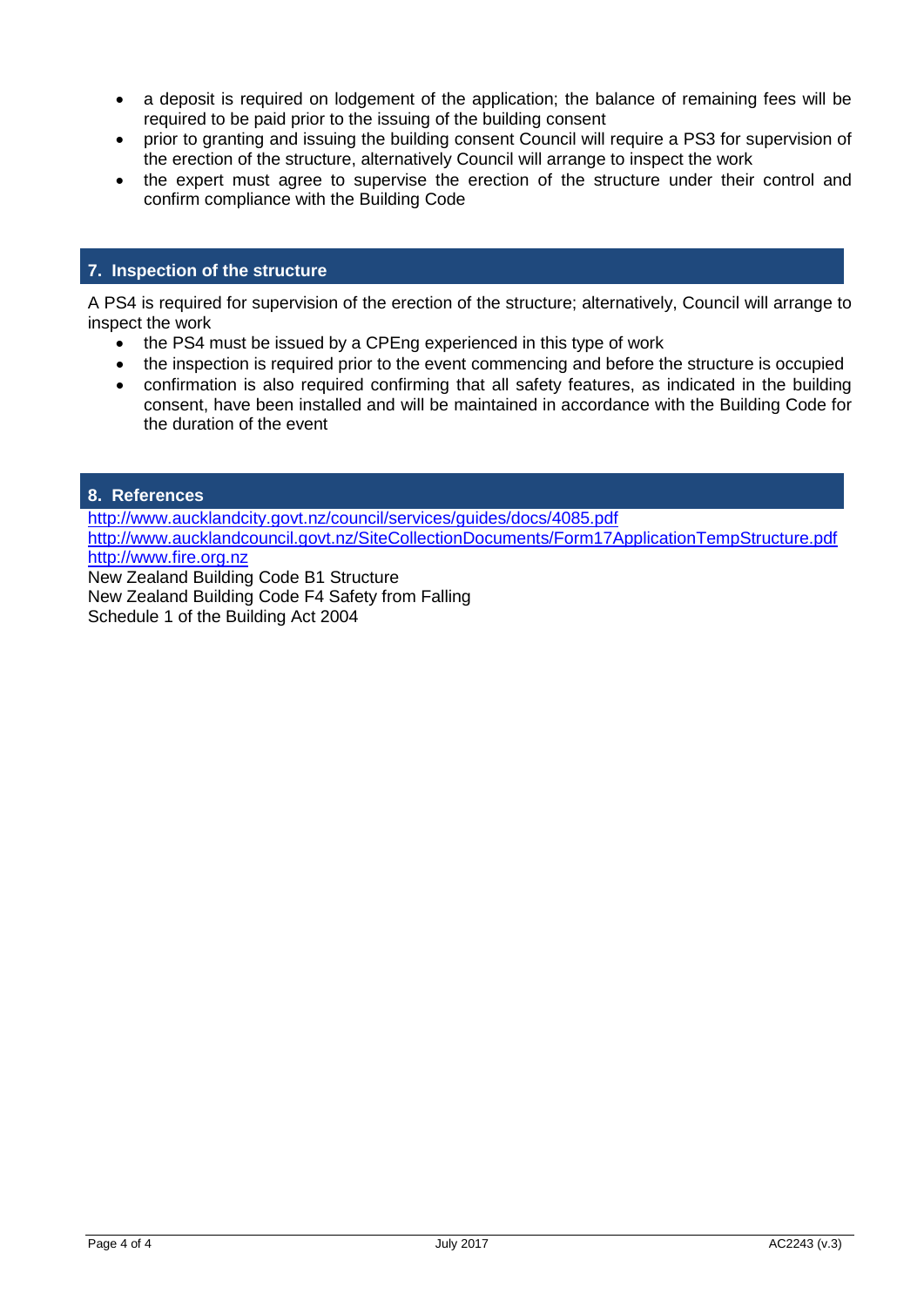- a deposit is required on lodgement of the application; the balance of remaining fees will be required to be paid prior to the issuing of the building consent
- prior to granting and issuing the building consent Council will require a PS3 for supervision of the erection of the structure, alternatively Council will arrange to inspect the work
- the expert must agree to supervise the erection of the structure under their control and confirm compliance with the Building Code

## 7. Inspection of the structure

A PS4 is required for supervision of the erection of the structure; alternatively, Council will arrange to inspect the work

- the PS4 must be issued by a CPEng experienced in this type of work
- the inspection is required prior to the event commencing and before the structure is occupied
- confirmation is also required confirming that all safety features, as indicated in the building consent, have been installed and will be maintained in accordance with the Building Code for the duration of the event

## 8. References

http://www.aucklandcity.govt.nz/council/services/guides/docs/4085.pdf
http://www.aucklandcouncil.govt.nz/SiteCollectionDocuments/Form17ApplicationTempStructure.pdf
http://www.fire.org.nz
New Zealand Building Code B1 Structure
New Zealand Building Code F4 Safety from Falling
Schedule 1 of the Building Act 2004